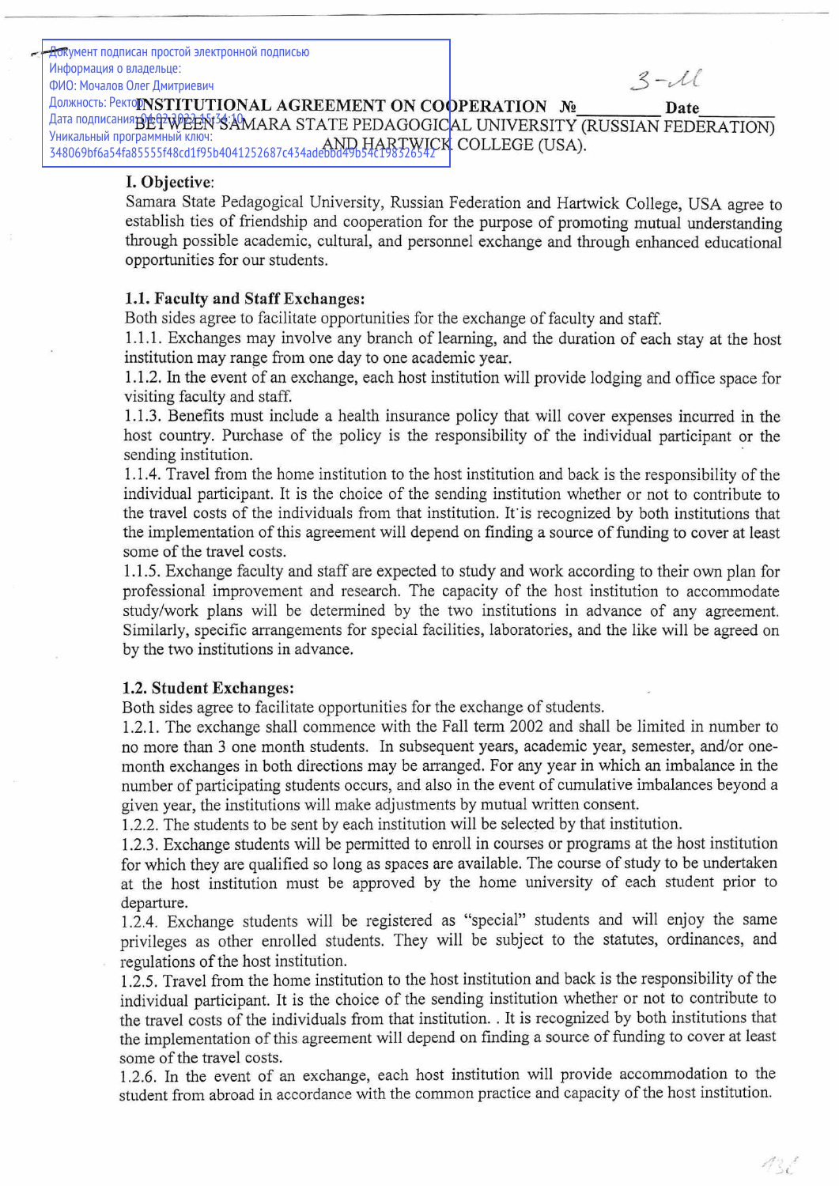Документ подписан простой электронной подписью
Информация о владельце:
ФИО: Мочалов Олег Дмитриевич
Должность: Ректор
Дата подписания: 04.03.2022 15:34:10
Уникальный программный ключ:
348069bf6a54fa85555f48cd1f95b4041252687c434adebbd49b54c198526542

3-М

# INSTITUTIONAL AGREEMENT ON COOPERATION № ________ Date ________
## BETWEEN SAMARA STATE PEDAGOGICAL UNIVERSITY (RUSSIAN FEDERATION) AND HARTWICK COLLEGE (USA).

## I. Objective:

Samara State Pedagogical University, Russian Federation and Hartwick College, USA agree to establish ties of friendship and cooperation for the purpose of promoting mutual understanding through possible academic, cultural, and personnel exchange and through enhanced educational opportunities for our students.

### 1.1. Faculty and Staff Exchanges:

Both sides agree to facilitate opportunities for the exchange of faculty and staff.

1.1.1. Exchanges may involve any branch of learning, and the duration of each stay at the host institution may range from one day to one academic year.

1.1.2. In the event of an exchange, each host institution will provide lodging and office space for visiting faculty and staff.

1.1.3. Benefits must include a health insurance policy that will cover expenses incurred in the host country. Purchase of the policy is the responsibility of the individual participant or the sending institution.

1.1.4. Travel from the home institution to the host institution and back is the responsibility of the individual participant. It is the choice of the sending institution whether or not to contribute to the travel costs of the individuals from that institution. It is recognized by both institutions that the implementation of this agreement will depend on finding a source of funding to cover at least some of the travel costs.

1.1.5. Exchange faculty and staff are expected to study and work according to their own plan for professional improvement and research. The capacity of the host institution to accommodate study/work plans will be determined by the two institutions in advance of any agreement. Similarly, specific arrangements for special facilities, laboratories, and the like will be agreed on by the two institutions in advance.

### 1.2. Student Exchanges:

Both sides agree to facilitate opportunities for the exchange of students.

1.2.1. The exchange shall commence with the Fall term 2002 and shall be limited in number to no more than 3 one month students. In subsequent years, academic year, semester, and/or one-month exchanges in both directions may be arranged. For any year in which an imbalance in the number of participating students occurs, and also in the event of cumulative imbalances beyond a given year, the institutions will make adjustments by mutual written consent.

1.2.2. The students to be sent by each institution will be selected by that institution.

1.2.3. Exchange students will be permitted to enroll in courses or programs at the host institution for which they are qualified so long as spaces are available. The course of study to be undertaken at the host institution must be approved by the home university of each student prior to departure.

1.2.4. Exchange students will be registered as "special" students and will enjoy the same privileges as other enrolled students. They will be subject to the statutes, ordinances, and regulations of the host institution.

1.2.5. Travel from the home institution to the host institution and back is the responsibility of the individual participant. It is the choice of the sending institution whether or not to contribute to the travel costs of the individuals from that institution. . It is recognized by both institutions that the implementation of this agreement will depend on finding a source of funding to cover at least some of the travel costs.

1.2.6. In the event of an exchange, each host institution will provide accommodation to the student from abroad in accordance with the common practice and capacity of the host institution.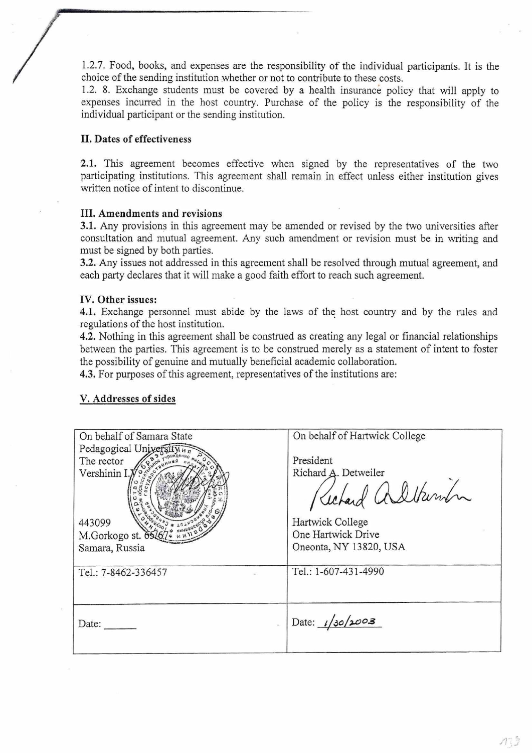1.2.7. Food, books, and expenses are the responsibility of the individual participants. It is the choice of the sending institution whether or not to contribute to these costs.

1.2. 8. Exchange students must be covered by a health insurance policy that will apply to expenses incurred in the host country. Purchase of the policy is the responsibility of the individual participant or the sending institution.

## II. Dates of effectiveness

**2.1.** This agreement becomes effective when signed by the representatives of the two participating institutions. This agreement shall remain in effect unless either institution gives written notice of intent to discontinue.

## III. Amendments and revisions

**3.1.** Any provisions in this agreement may be amended or revised by the two universities after consultation and mutual agreement. Any such amendment or revision must be in writing and must be signed by both parties.

**3.2.** Any issues not addressed in this agreement shall be resolved through mutual agreement, and each party declares that it will make a good faith effort to reach such agreement.

## IV. Other issues:

**4.1.** Exchange personnel must abide by the laws of the host country and by the rules and regulations of the host institution.

**4.2.** Nothing in this agreement shall be construed as creating any legal or financial relationships between the parties. This agreement is to be construed merely as a statement of intent to foster the possibility of genuine and mutually beneficial academic collaboration.

**4.3.** For purposes of this agreement, representatives of the institutions are:

## V. Addresses of sides

| | |
|---|---|
| On behalf of Samara State Pedagogical University<br>The rector<br>Vershinin I.V.<br><br>443099<br>M.Gorkogo st. 65/67<br>Samara, Russia | On behalf of Hartwick College<br><br>President<br>Richard A. Detweiler<br>*Richard A. Detweiler*<br><br>Hartwick College<br>One Hartwick Drive<br>Oneonta, NY 13820, USA |
| Tel.: 7-8462-336457 | Tel.: 1-607-431-4990 |
| Date: ______ | Date: 1/30/2003 |